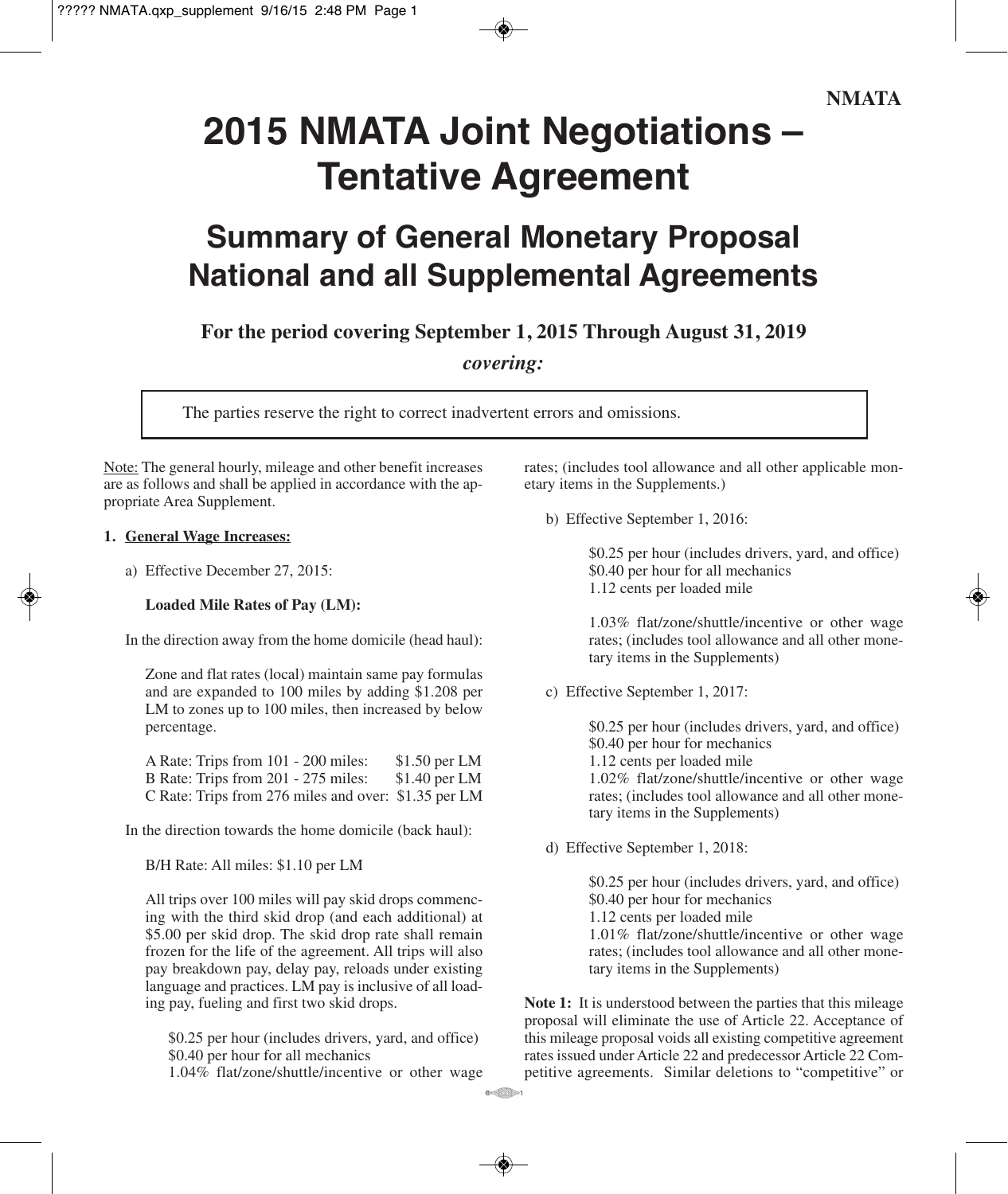NMATA

# 2015 NMATA Joint Negotiations – Tentative Agreement

## Summary of General Monetary Proposal National and all Supplemental Agreements

**For the period covering September 1, 2015 Through August 31, 2019**

***covering:***

> The parties reserve the right to correct inadvertent errors and omissions.

Note: The general hourly, mileage and other benefit increases are as follows and shall be applied in accordance with the appropriate Area Supplement.

**1. General Wage Increases:**

a) Effective December 27, 2015:

**Loaded Mile Rates of Pay (LM):**

In the direction away from the home domicile (head haul):

Zone and flat rates (local) maintain same pay formulas and are expanded to 100 miles by adding $1.208 per LM to zones up to 100 miles, then increased by below percentage.

A Rate: Trips from 101 - 200 miles: $1.50 per LM
B Rate: Trips from 201 - 275 miles: $1.40 per LM
C Rate: Trips from 276 miles and over: $1.35 per LM

In the direction towards the home domicile (back haul):

B/H Rate: All miles: $1.10 per LM

All trips over 100 miles will pay skid drops commencing with the third skid drop (and each additional) at $5.00 per skid drop. The skid drop rate shall remain frozen for the life of the agreement. All trips will also pay breakdown pay, delay pay, reloads under existing language and practices. LM pay is inclusive of all loading pay, fueling and first two skid drops.

$0.25 per hour (includes drivers, yard, and office)
$0.40 per hour for all mechanics
1.04% flat/zone/shuttle/incentive or other wage rates; (includes tool allowance and all other applicable monetary items in the Supplements.)

b) Effective September 1, 2016:

$0.25 per hour (includes drivers, yard, and office)
$0.40 per hour for all mechanics
1.12 cents per loaded mile

1.03% flat/zone/shuttle/incentive or other wage rates; (includes tool allowance and all other monetary items in the Supplements)

c) Effective September 1, 2017:

$0.25 per hour (includes drivers, yard, and office)
$0.40 per hour for mechanics
1.12 cents per loaded mile
1.02% flat/zone/shuttle/incentive or other wage rates; (includes tool allowance and all other monetary items in the Supplements)

d) Effective September 1, 2018:

$0.25 per hour (includes drivers, yard, and office)
$0.40 per hour for mechanics
1.12 cents per loaded mile
1.01% flat/zone/shuttle/incentive or other wage rates; (includes tool allowance and all other monetary items in the Supplements)

**Note 1:** It is understood between the parties that this mileage proposal will eliminate the use of Article 22. Acceptance of this mileage proposal voids all existing competitive agreement rates issued under Article 22 and predecessor Article 22 Competitive agreements. Similar deletions to "competitive" or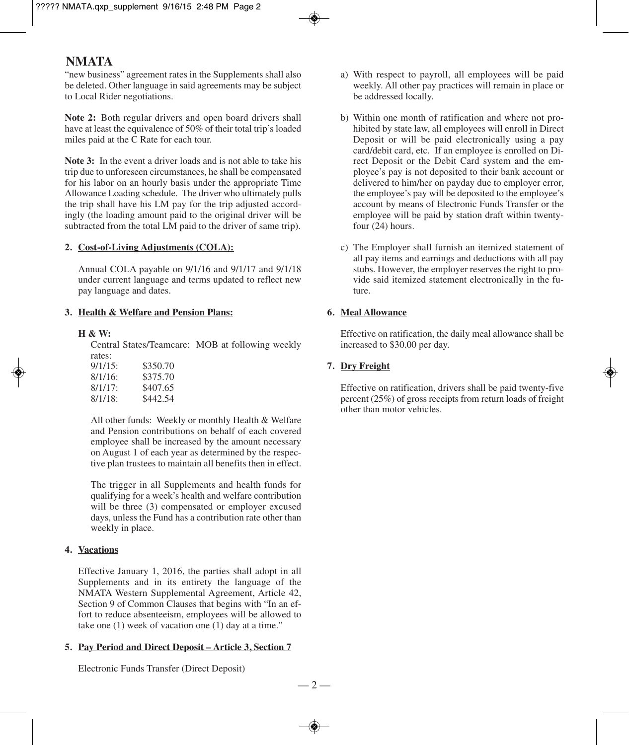"new business" agreement rates in the Supplements shall also be deleted. Other language in said agreements may be subject to Local Rider negotiations.

**Note 2:** Both regular drivers and open board drivers shall have at least the equivalence of 50% of their total trip's loaded miles paid at the C Rate for each tour.

**Note 3:** In the event a driver loads and is not able to take his trip due to unforeseen circumstances, he shall be compensated for his labor on an hourly basis under the appropriate Time Allowance Loading schedule. The driver who ultimately pulls the trip shall have his LM pay for the trip adjusted accordingly (the loading amount paid to the original driver will be subtracted from the total LM paid to the driver of same trip).

**2. Cost-of-Living Adjustments (COLA):**

Annual COLA payable on 9/1/16 and 9/1/17 and 9/1/18 under current language and terms updated to reflect new pay language and dates.

**3. Health & Welfare and Pension Plans:**

**H & W:**

Central States/Teamcare: MOB at following weekly rates:

| | |
|---|---|
| 9/1/15: | $350.70 |
| 8/1/16: | $375.70 |
| 8/1/17: | $407.65 |
| 8/1/18: | $442.54 |

All other funds: Weekly or monthly Health & Welfare and Pension contributions on behalf of each covered employee shall be increased by the amount necessary on August 1 of each year as determined by the respective plan trustees to maintain all benefits then in effect.

The trigger in all Supplements and health funds for qualifying for a week's health and welfare contribution will be three (3) compensated or employer excused days, unless the Fund has a contribution rate other than weekly in place.

**4. Vacations**

Effective January 1, 2016, the parties shall adopt in all Supplements and in its entirety the language of the NMATA Western Supplemental Agreement, Article 42, Section 9 of Common Clauses that begins with "In an effort to reduce absenteeism, employees will be allowed to take one (1) week of vacation one (1) day at a time."

**5. Pay Period and Direct Deposit – Article 3, Section 7**

Electronic Funds Transfer (Direct Deposit)

a) With respect to payroll, all employees will be paid weekly. All other pay practices will remain in place or be addressed locally.

b) Within one month of ratification and where not prohibited by state law, all employees will enroll in Direct Deposit or will be paid electronically using a pay card/debit card, etc. If an employee is enrolled on Direct Deposit or the Debit Card system and the employee's pay is not deposited to their bank account or delivered to him/her on payday due to employer error, the employee's pay will be deposited to the employee's account by means of Electronic Funds Transfer or the employee will be paid by station draft within twenty-four (24) hours.

c) The Employer shall furnish an itemized statement of all pay items and earnings and deductions with all pay stubs. However, the employer reserves the right to provide said itemized statement electronically in the future.

**6. Meal Allowance**

Effective on ratification, the daily meal allowance shall be increased to $30.00 per day.

**7. Dry Freight**

Effective on ratification, drivers shall be paid twenty-five percent (25%) of gross receipts from return loads of freight other than motor vehicles.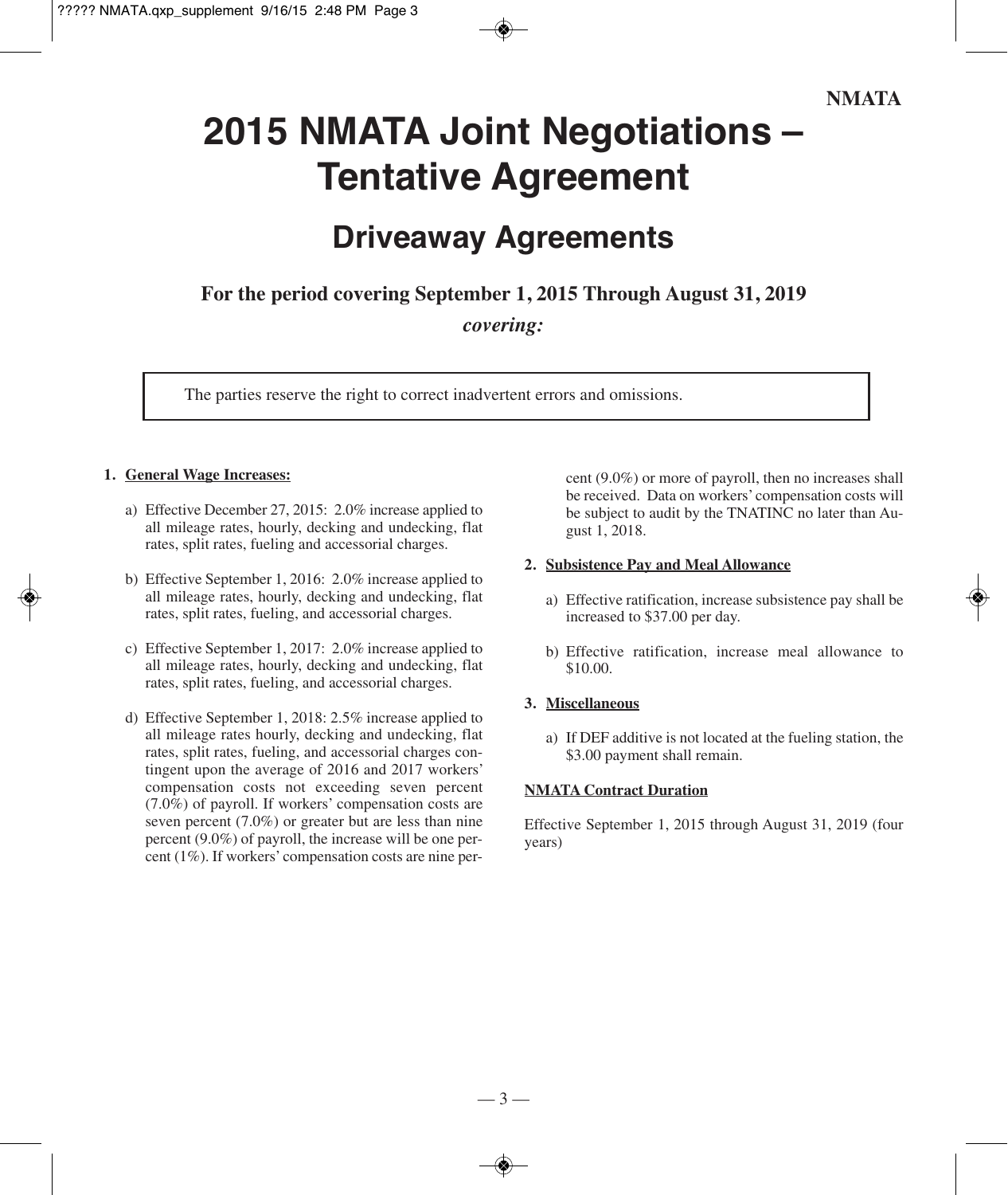# 2015 NMATA Joint Negotiations – Tentative Agreement

## Driveaway Agreements

**For the period covering September 1, 2015 Through August 31, 2019**

***covering:***

> The parties reserve the right to correct inadvertent errors and omissions.

**1. General Wage Increases:**

a) Effective December 27, 2015: 2.0% increase applied to all mileage rates, hourly, decking and undecking, flat rates, split rates, fueling and accessorial charges.

b) Effective September 1, 2016: 2.0% increase applied to all mileage rates, hourly, decking and undecking, flat rates, split rates, fueling, and accessorial charges.

c) Effective September 1, 2017: 2.0% increase applied to all mileage rates, hourly, decking and undecking, flat rates, split rates, fueling, and accessorial charges.

d) Effective September 1, 2018: 2.5% increase applied to all mileage rates hourly, decking and undecking, flat rates, split rates, fueling, and accessorial charges contingent upon the average of 2016 and 2017 workers' compensation costs not exceeding seven percent (7.0%) of payroll. If workers' compensation costs are seven percent (7.0%) or greater but are less than nine percent (9.0%) of payroll, the increase will be one percent (1%). If workers' compensation costs are nine percent (9.0%) or more of payroll, then no increases shall be received. Data on workers' compensation costs will be subject to audit by the TNATINC no later than August 1, 2018.

**2. Subsistence Pay and Meal Allowance**

a) Effective ratification, increase subsistence pay shall be increased to $37.00 per day.

b) Effective ratification, increase meal allowance to $10.00.

**3. Miscellaneous**

a) If DEF additive is not located at the fueling station, the $3.00 payment shall remain.

**NMATA Contract Duration**

Effective September 1, 2015 through August 31, 2019 (four years)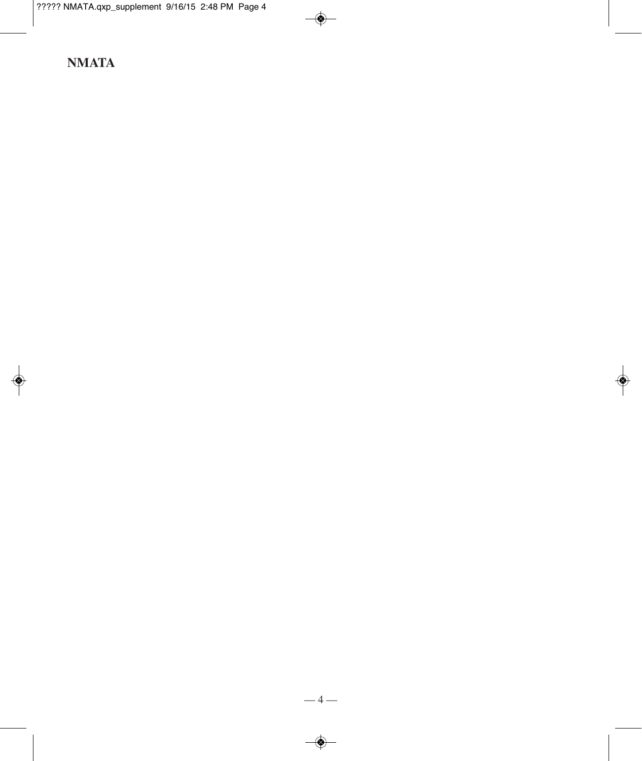**NMATA**